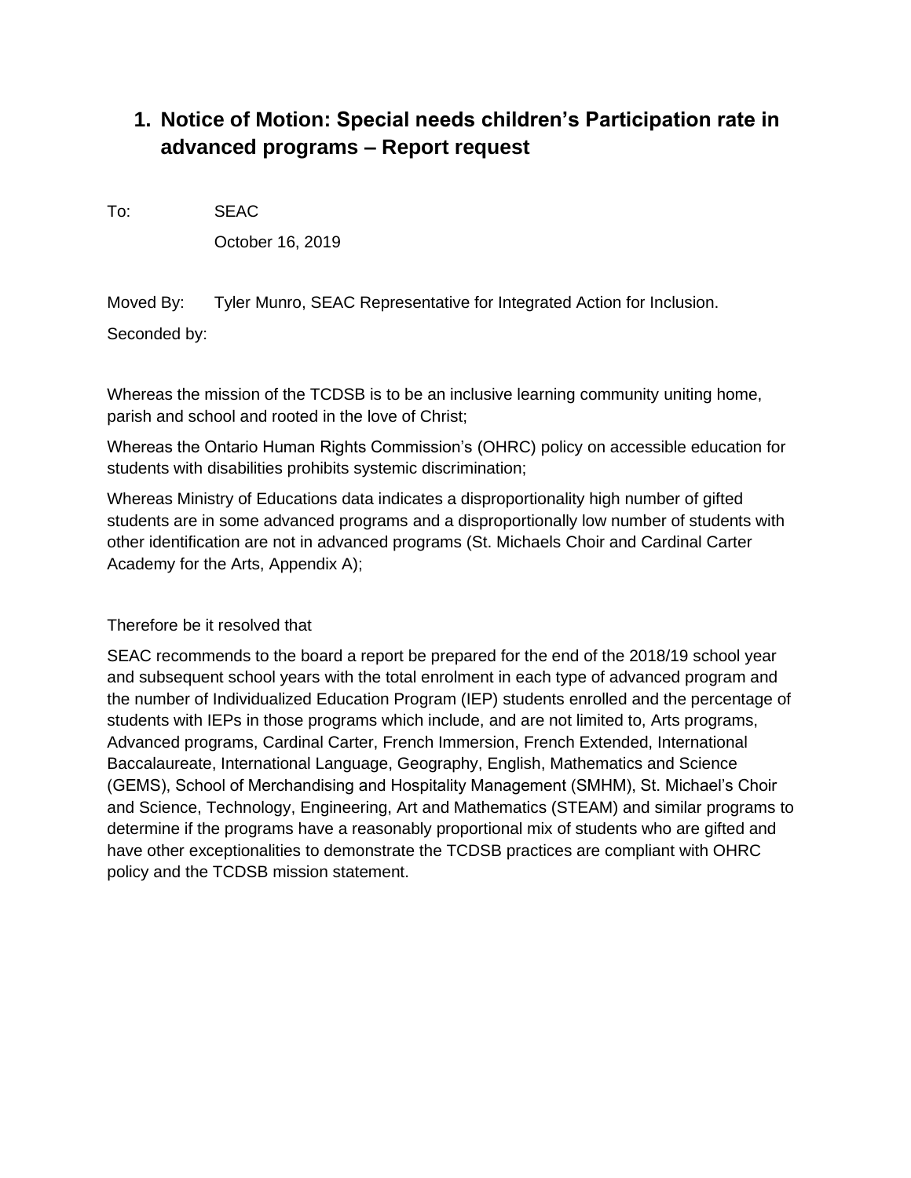# 1. Notice of Motion: Special needs children's Participation rate in advanced programs – Report request

To: SEAC

October 16, 2019

Moved By: Tyler Munro, SEAC Representative for Integrated Action for Inclusion.

Seconded by:

Whereas the mission of the TCDSB is to be an inclusive learning community uniting home, parish and school and rooted in the love of Christ;

Whereas the Ontario Human Rights Commission's (OHRC) policy on accessible education for students with disabilities prohibits systemic discrimination;

Whereas Ministry of Educations data indicates a disproportionality high number of gifted students are in some advanced programs and a disproportionally low number of students with other identification are not in advanced programs (St. Michaels Choir and Cardinal Carter Academy for the Arts, Appendix A);

Therefore be it resolved that

SEAC recommends to the board a report be prepared for the end of the 2018/19 school year and subsequent school years with the total enrolment in each type of advanced program and the number of Individualized Education Program (IEP) students enrolled and the percentage of students with IEPs in those programs which include, and are not limited to, Arts programs, Advanced programs, Cardinal Carter, French Immersion, French Extended, International Baccalaureate, International Language, Geography, English, Mathematics and Science (GEMS), School of Merchandising and Hospitality Management (SMHM), St. Michael's Choir and Science, Technology, Engineering, Art and Mathematics (STEAM) and similar programs to determine if the programs have a reasonably proportional mix of students who are gifted and have other exceptionalities to demonstrate the TCDSB practices are compliant with OHRC policy and the TCDSB mission statement.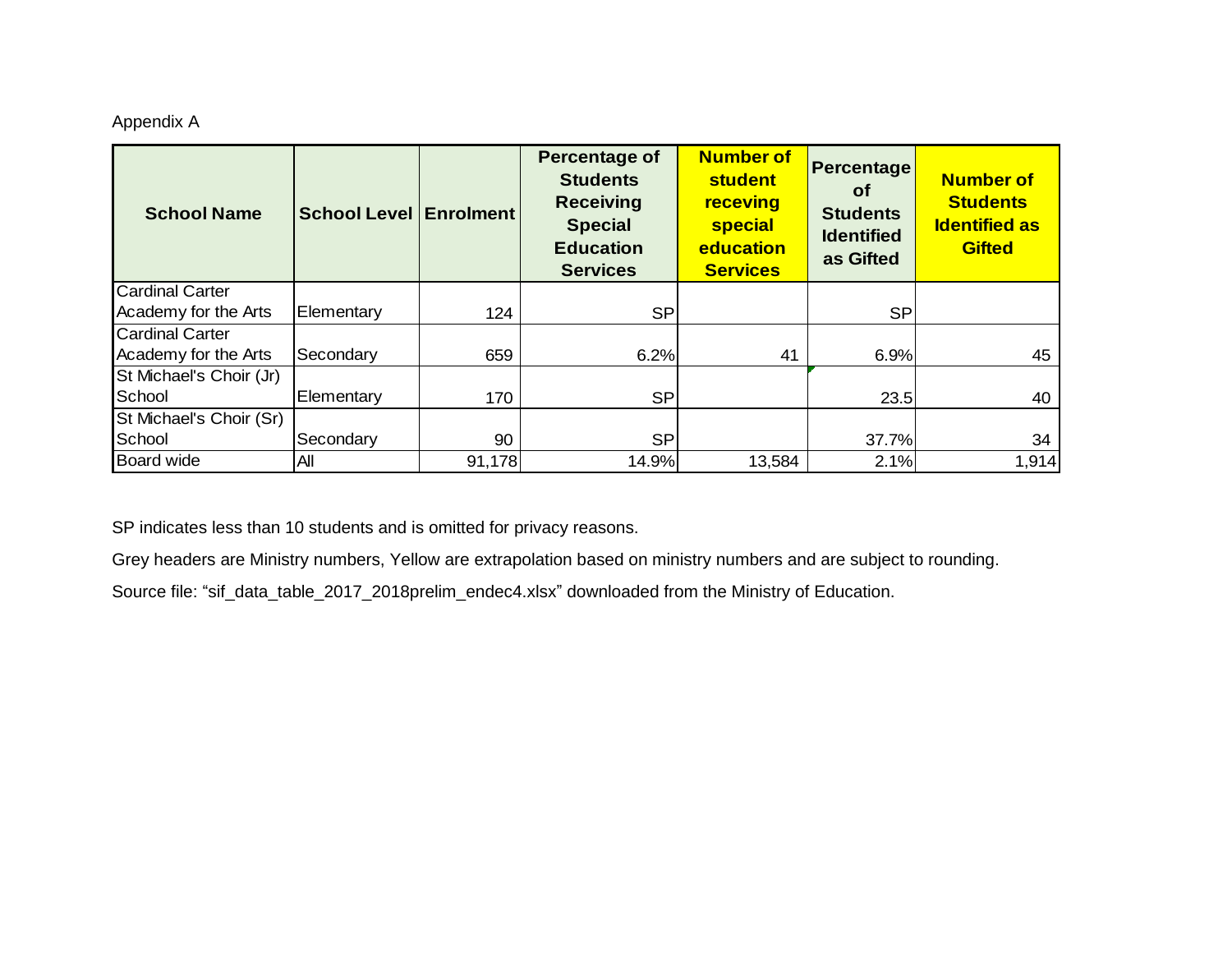Appendix A

| School Name | School Level | Enrolment | Percentage of Students Receiving Special Education Services | Number of student receving special education Services | Percentage of Students Identified as Gifted | Number of Students Identified as Gifted |
|---|---|---|---|---|---|---|
| Cardinal Carter Academy for the Arts | Elementary | 124 | SP | | SP | |
| Cardinal Carter Academy for the Arts | Secondary | 659 | 6.2% | 41 | 6.9% | 45 |
| St Michael's Choir (Jr) School | Elementary | 170 | SP | | 23.5 | 40 |
| St Michael's Choir (Sr) School | Secondary | 90 | SP | | 37.7% | 34 |
| Board wide | All | 91,178 | 14.9% | 13,584 | 2.1% | 1,914 |

SP indicates less than 10 students and is omitted for privacy reasons.

Grey headers are Ministry numbers, Yellow are extrapolation based on ministry numbers and are subject to rounding.

Source file: "sif_data_table_2017_2018prelim_endec4.xlsx" downloaded from the Ministry of Education.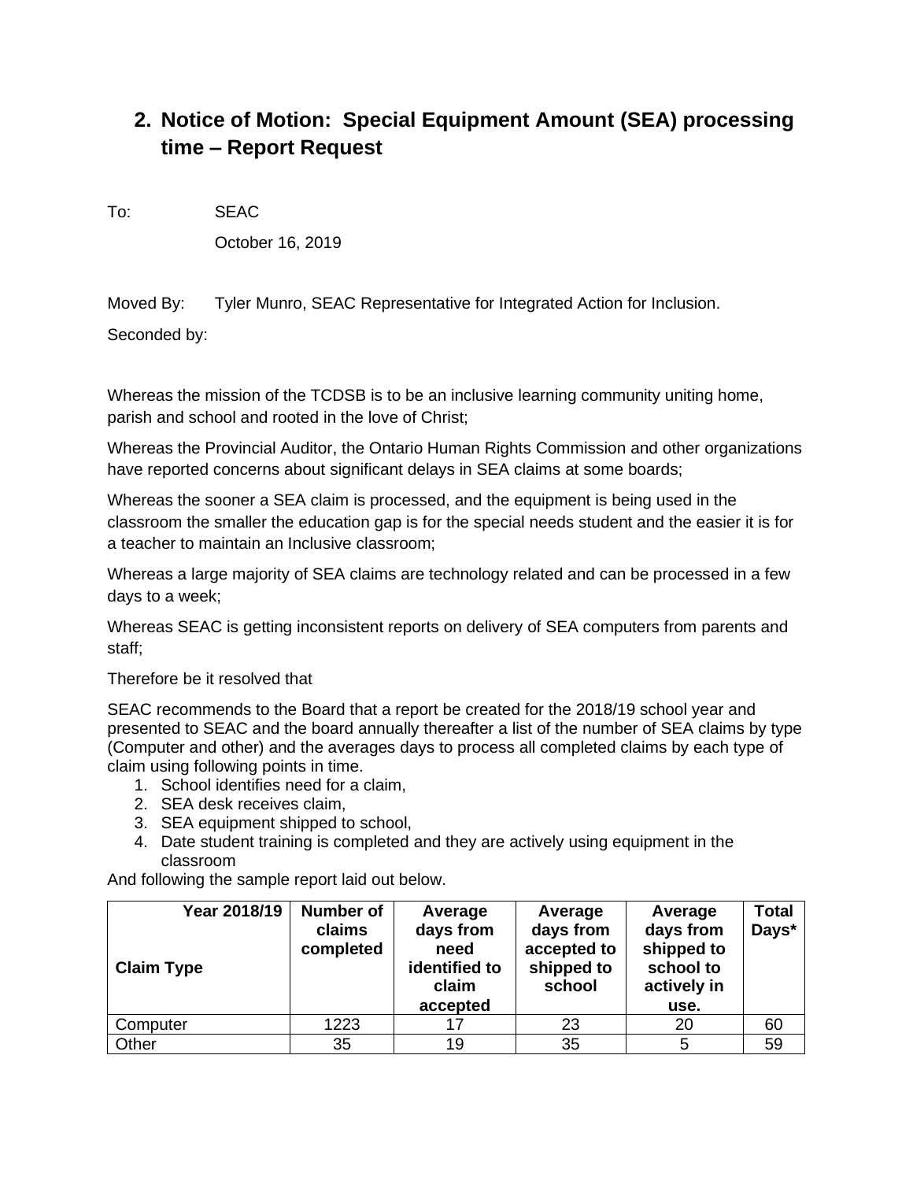## 2. Notice of Motion: Special Equipment Amount (SEA) processing time – Report Request

To: SEAC

October 16, 2019

Moved By: Tyler Munro, SEAC Representative for Integrated Action for Inclusion.

Seconded by:

Whereas the mission of the TCDSB is to be an inclusive learning community uniting home, parish and school and rooted in the love of Christ;

Whereas the Provincial Auditor, the Ontario Human Rights Commission and other organizations have reported concerns about significant delays in SEA claims at some boards;

Whereas the sooner a SEA claim is processed, and the equipment is being used in the classroom the smaller the education gap is for the special needs student and the easier it is for a teacher to maintain an Inclusive classroom;

Whereas a large majority of SEA claims are technology related and can be processed in a few days to a week;

Whereas SEAC is getting inconsistent reports on delivery of SEA computers from parents and staff;

Therefore be it resolved that

SEAC recommends to the Board that a report be created for the 2018/19 school year and presented to SEAC and the board annually thereafter a list of the number of SEA claims by type (Computer and other) and the averages days to process all completed claims by each type of claim using following points in time.

1. School identifies need for a claim,
2. SEA desk receives claim,
3. SEA equipment shipped to school,
4. Date student training is completed and they are actively using equipment in the classroom

And following the sample report laid out below.

| Year 2018/19<br><br>Claim Type | Number of claims completed | Average days from need identified to claim accepted | Average days from accepted to shipped to school | Average days from shipped to school to actively in use. | Total Days* |
|---|---|---|---|---|---|
| Computer | 1223 | 17 | 23 | 20 | 60 |
| Other | 35 | 19 | 35 | 5 | 59 |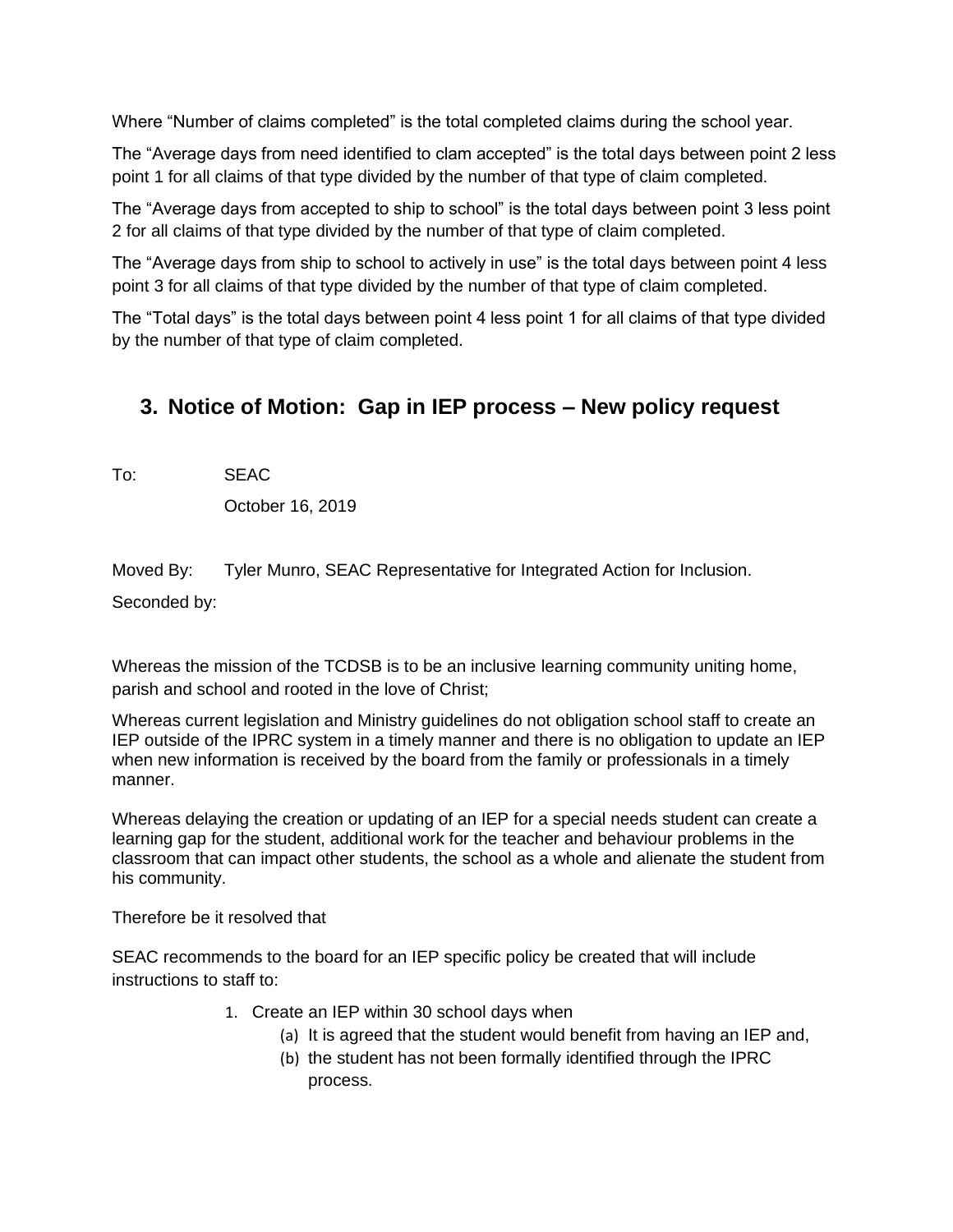Where “Number of claims completed” is the total completed claims during the school year.

The “Average days from need identified to clam accepted” is the total days between point 2 less point 1 for all claims of that type divided by the number of that type of claim completed.

The “Average days from accepted to ship to school” is the total days between point 3 less point 2 for all claims of that type divided by the number of that type of claim completed.

The “Average days from ship to school to actively in use” is the total days between point 4 less point 3 for all claims of that type divided by the number of that type of claim completed.

The “Total days” is the total days between point 4 less point 1 for all claims of that type divided by the number of that type of claim completed.

## 3. Notice of Motion: Gap in IEP process – New policy request

To: SEAC

October 16, 2019

Moved By: Tyler Munro, SEAC Representative for Integrated Action for Inclusion.

Seconded by:

Whereas the mission of the TCDSB is to be an inclusive learning community uniting home, parish and school and rooted in the love of Christ;

Whereas current legislation and Ministry guidelines do not obligation school staff to create an IEP outside of the IPRC system in a timely manner and there is no obligation to update an IEP when new information is received by the board from the family or professionals in a timely manner.

Whereas delaying the creation or updating of an IEP for a special needs student can create a learning gap for the student, additional work for the teacher and behaviour problems in the classroom that can impact other students, the school as a whole and alienate the student from his community.

Therefore be it resolved that

SEAC recommends to the board for an IEP specific policy be created that will include instructions to staff to:

1. Create an IEP within 30 school days when
   - (a) It is agreed that the student would benefit from having an IEP and,
   - (b) the student has not been formally identified through the IPRC process.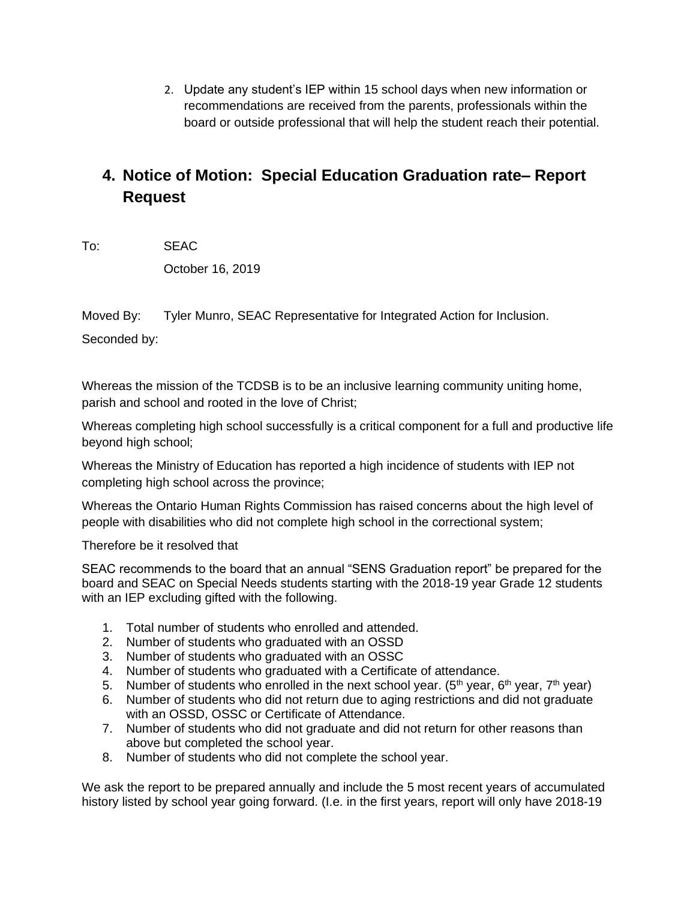2. Update any student's IEP within 15 school days when new information or recommendations are received from the parents, professionals within the board or outside professional that will help the student reach their potential.

## 4. Notice of Motion: Special Education Graduation rate– Report Request

To: SEAC

October 16, 2019

Moved By: Tyler Munro, SEAC Representative for Integrated Action for Inclusion.

Seconded by:

Whereas the mission of the TCDSB is to be an inclusive learning community uniting home, parish and school and rooted in the love of Christ;

Whereas completing high school successfully is a critical component for a full and productive life beyond high school;

Whereas the Ministry of Education has reported a high incidence of students with IEP not completing high school across the province;

Whereas the Ontario Human Rights Commission has raised concerns about the high level of people with disabilities who did not complete high school in the correctional system;

Therefore be it resolved that

SEAC recommends to the board that an annual "SENS Graduation report" be prepared for the board and SEAC on Special Needs students starting with the 2018-19 year Grade 12 students with an IEP excluding gifted with the following.

1. Total number of students who enrolled and attended.
2. Number of students who graduated with an OSSD
3. Number of students who graduated with an OSSC
4. Number of students who graduated with a Certificate of attendance.
5. Number of students who enrolled in the next school year. (5th year, 6th year, 7th year)
6. Number of students who did not return due to aging restrictions and did not graduate with an OSSD, OSSC or Certificate of Attendance.
7. Number of students who did not graduate and did not return for other reasons than above but completed the school year.
8. Number of students who did not complete the school year.

We ask the report to be prepared annually and include the 5 most recent years of accumulated history listed by school year going forward. (I.e. in the first years, report will only have 2018-19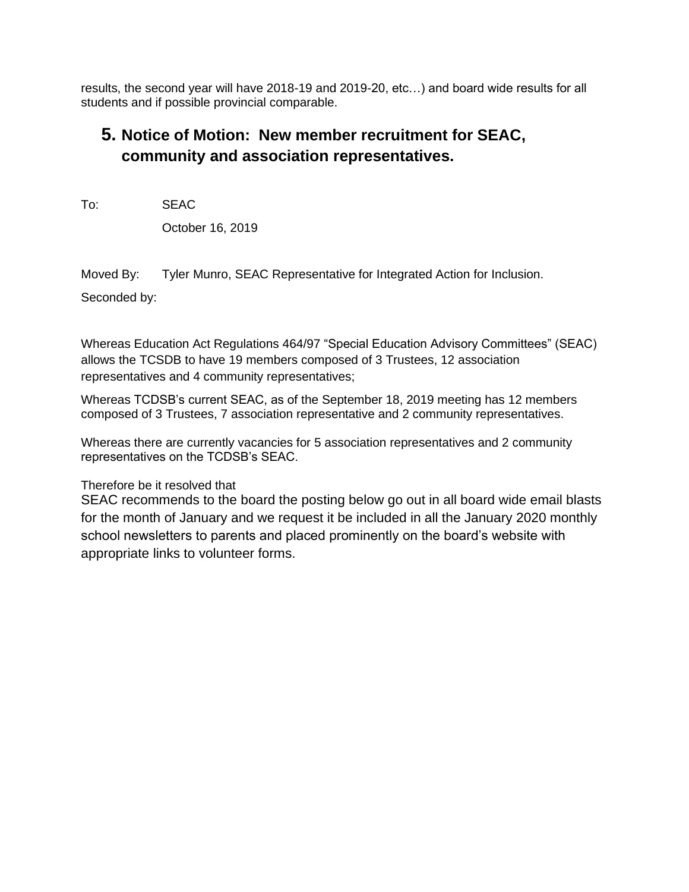results, the second year will have 2018-19 and 2019-20, etc…) and board wide results for all students and if possible provincial comparable.

## 5. Notice of Motion: New member recruitment for SEAC, community and association representatives.

To: SEAC

October 16, 2019

Moved By: Tyler Munro, SEAC Representative for Integrated Action for Inclusion.

Seconded by:

Whereas Education Act Regulations 464/97 "Special Education Advisory Committees" (SEAC) allows the TCSDB to have 19 members composed of 3 Trustees, 12 association representatives and 4 community representatives;

Whereas TCDSB's current SEAC, as of the September 18, 2019 meeting has 12 members composed of 3 Trustees, 7 association representative and 2 community representatives.

Whereas there are currently vacancies for 5 association representatives and 2 community representatives on the TCDSB's SEAC.

Therefore be it resolved that

SEAC recommends to the board the posting below go out in all board wide email blasts for the month of January and we request it be included in all the January 2020 monthly school newsletters to parents and placed prominently on the board's website with appropriate links to volunteer forms.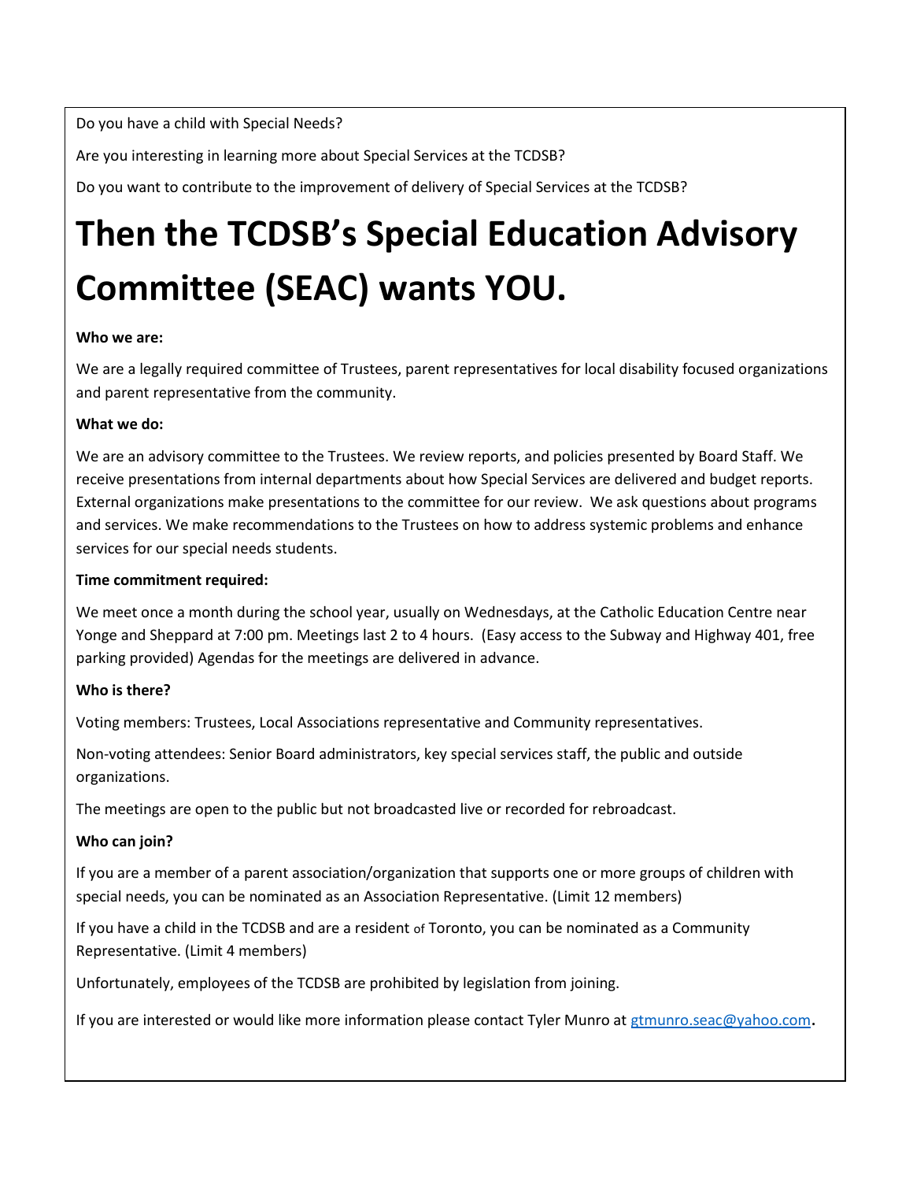Do you have a child with Special Needs?

Are you interesting in learning more about Special Services at the TCDSB?

Do you want to contribute to the improvement of delivery of Special Services at the TCDSB?

# Then the TCDSB's Special Education Advisory Committee (SEAC) wants YOU.

**Who we are:**

We are a legally required committee of Trustees, parent representatives for local disability focused organizations and parent representative from the community.

**What we do:**

We are an advisory committee to the Trustees. We review reports, and policies presented by Board Staff. We receive presentations from internal departments about how Special Services are delivered and budget reports. External organizations make presentations to the committee for our review. We ask questions about programs and services. We make recommendations to the Trustees on how to address systemic problems and enhance services for our special needs students.

**Time commitment required:**

We meet once a month during the school year, usually on Wednesdays, at the Catholic Education Centre near Yonge and Sheppard at 7:00 pm. Meetings last 2 to 4 hours. (Easy access to the Subway and Highway 401, free parking provided) Agendas for the meetings are delivered in advance.

**Who is there?**

Voting members: Trustees, Local Associations representative and Community representatives.

Non-voting attendees: Senior Board administrators, key special services staff, the public and outside organizations.

The meetings are open to the public but not broadcasted live or recorded for rebroadcast.

**Who can join?**

If you are a member of a parent association/organization that supports one or more groups of children with special needs, you can be nominated as an Association Representative. (Limit 12 members)

If you have a child in the TCDSB and are a resident of Toronto, you can be nominated as a Community Representative. (Limit 4 members)

Unfortunately, employees of the TCDSB are prohibited by legislation from joining.

If you are interested or would like more information please contact Tyler Munro at gtmunro.seac@yahoo.com.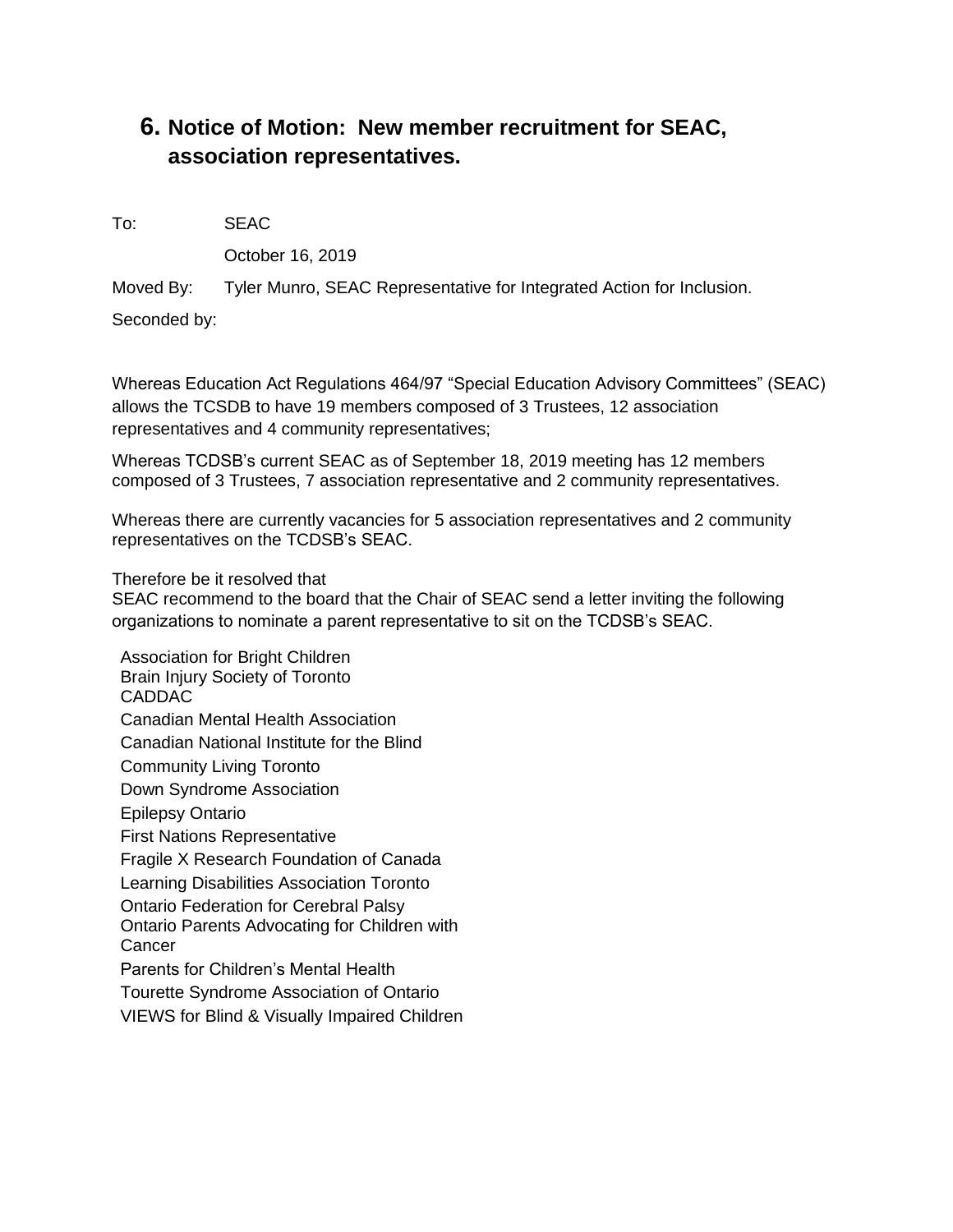## 6. Notice of Motion: New member recruitment for SEAC, association representatives.

To: SEAC

October 16, 2019

Moved By: Tyler Munro, SEAC Representative for Integrated Action for Inclusion.

Seconded by:

Whereas Education Act Regulations 464/97 "Special Education Advisory Committees" (SEAC) allows the TCSDB to have 19 members composed of 3 Trustees, 12 association representatives and 4 community representatives;

Whereas TCDSB's current SEAC as of September 18, 2019 meeting has 12 members composed of 3 Trustees, 7 association representative and 2 community representatives.

Whereas there are currently vacancies for 5 association representatives and 2 community representatives on the TCDSB's SEAC.

Therefore be it resolved that
SEAC recommend to the board that the Chair of SEAC send a letter inviting the following organizations to nominate a parent representative to sit on the TCDSB's SEAC.

- Association for Bright Children
- Brain Injury Society of Toronto
- CADDAC
- Canadian Mental Health Association
- Canadian National Institute for the Blind
- Community Living Toronto
- Down Syndrome Association
- Epilepsy Ontario
- First Nations Representative
- Fragile X Research Foundation of Canada
- Learning Disabilities Association Toronto
- Ontario Federation for Cerebral Palsy
- Ontario Parents Advocating for Children with Cancer
- Parents for Children's Mental Health
- Tourette Syndrome Association of Ontario
- VIEWS for Blind & Visually Impaired Children